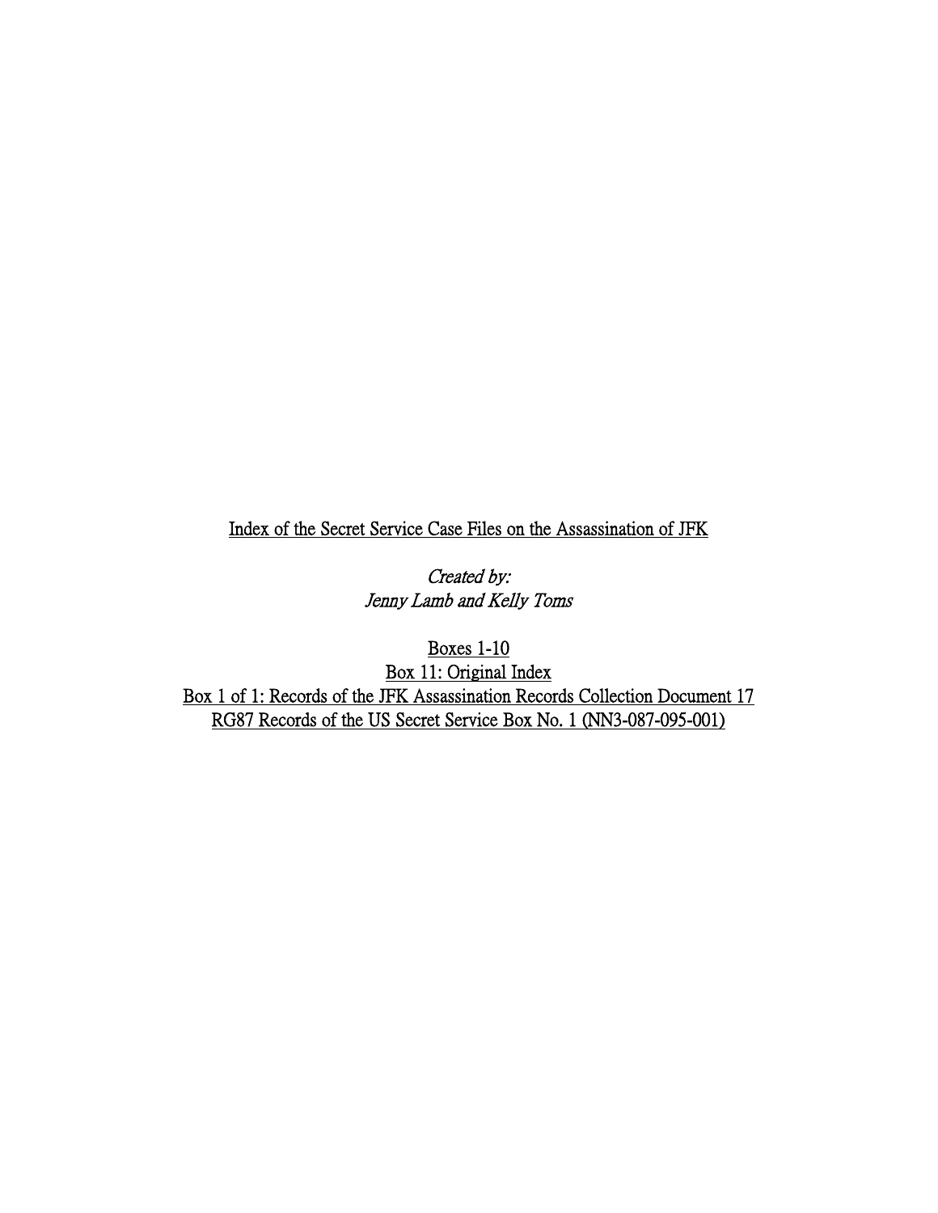# Index of the Secret Service Case Files on the Assassination of JFK

*Created by:*
*Jenny Lamb and Kelly Toms*

Boxes 1-10
Box 11: Original Index
Box 1 of 1: Records of the JFK Assassination Records Collection Document 17
RG87 Records of the US Secret Service Box No. 1 (NN3-087-095-001)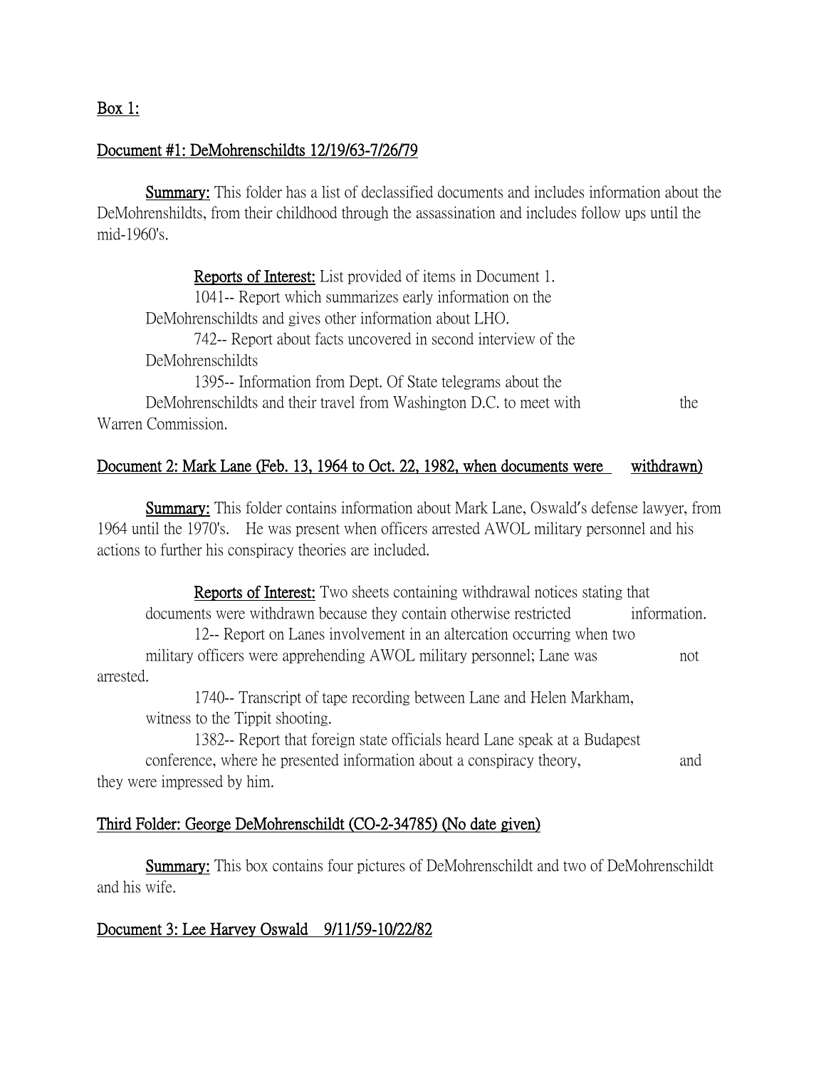**Box 1:**

**Document #1: DeMohrenschildts 12/19/63-7/26/79**

**Summary:** This folder has a list of declassified documents and includes information about the DeMohrenshildts, from their childhood through the assassination and includes follow ups until the mid-1960's.

> **Reports of Interest:** List provided of items in Document 1.
>
> 1041-- Report which summarizes early information on the DeMohrenschildts and gives other information about LHO.
>
> 742-- Report about facts uncovered in second interview of the DeMohrenschildts
>
> 1395-- Information from Dept. Of State telegrams about the DeMohrenschildts and their travel from Washington D.C. to meet with the Warren Commission.

**Document 2: Mark Lane (Feb. 13, 1964 to Oct. 22, 1982, when documents were withdrawn)**

**Summary:** This folder contains information about Mark Lane, Oswald's defense lawyer, from 1964 until the 1970's. He was present when officers arrested AWOL military personnel and his actions to further his conspiracy theories are included.

> **Reports of Interest:** Two sheets containing withdrawal notices stating that documents were withdrawn because they contain otherwise restricted information.
>
> 12-- Report on Lanes involvement in an altercation occurring when two military officers were apprehending AWOL military personnel; Lane was not arrested.
>
> 1740-- Transcript of tape recording between Lane and Helen Markham, witness to the Tippit shooting.
>
> 1382-- Report that foreign state officials heard Lane speak at a Budapest conference, where he presented information about a conspiracy theory, and they were impressed by him.

**Third Folder: George DeMohrenschildt (CO-2-34785) (No date given)**

**Summary:** This box contains four pictures of DeMohrenschildt and two of DeMohrenschildt and his wife.

**Document 3: Lee Harvey Oswald 9/11/59-10/22/82**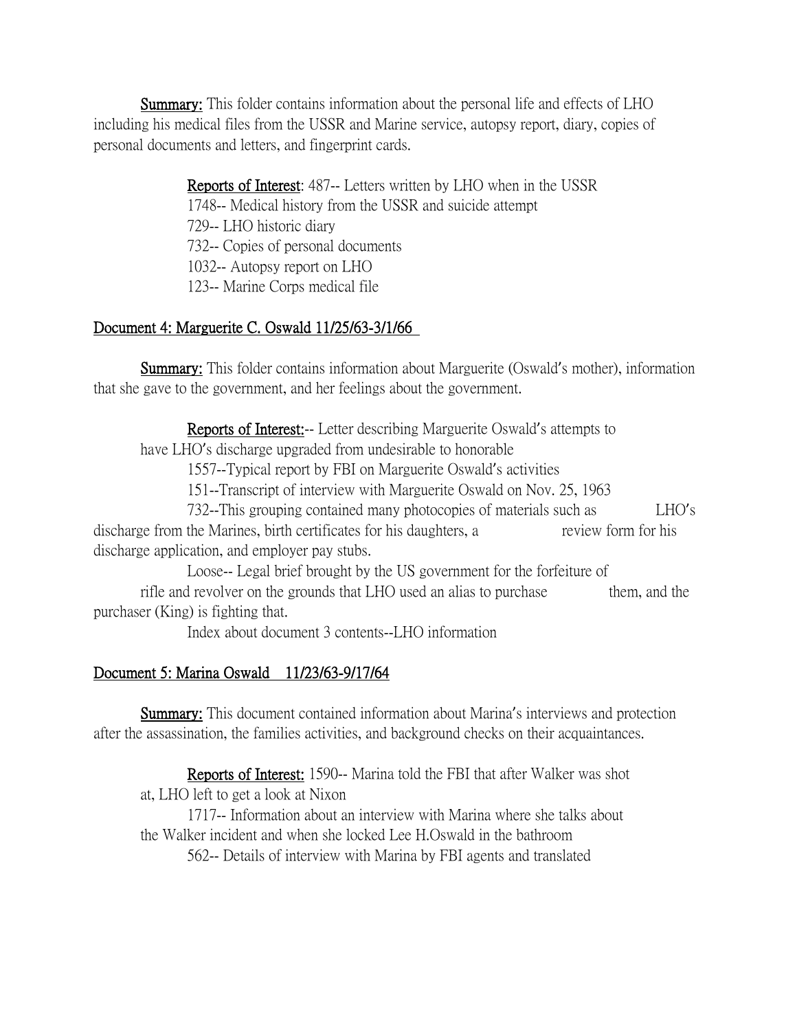**Summary:** This folder contains information about the personal life and effects of LHO including his medical files from the USSR and Marine service, autopsy report, diary, copies of personal documents and letters, and fingerprint cards.

**Reports of Interest**: 487-- Letters written by LHO when in the USSR
1748-- Medical history from the USSR and suicide attempt
729-- LHO historic diary
732-- Copies of personal documents
1032-- Autopsy report on LHO
123-- Marine Corps medical file

## Document 4: Marguerite C. Oswald 11/25/63-3/1/66

**Summary:** This folder contains information about Marguerite (Oswald's mother), information that she gave to the government, and her feelings about the government.

**Reports of Interest:**-- Letter describing Marguerite Oswald's attempts to have LHO's discharge upgraded from undesirable to honorable
1557--Typical report by FBI on Marguerite Oswald's activities
151--Transcript of interview with Marguerite Oswald on Nov. 25, 1963
732--This grouping contained many photocopies of materials such as LHO's discharge from the Marines, birth certificates for his daughters, a review form for his discharge application, and employer pay stubs.
Loose-- Legal brief brought by the US government for the forfeiture of rifle and revolver on the grounds that LHO used an alias to purchase them, and the purchaser (King) is fighting that.
Index about document 3 contents--LHO information

## Document 5: Marina Oswald 11/23/63-9/17/64

**Summary:** This document contained information about Marina's interviews and protection after the assassination, the families activities, and background checks on their acquaintances.

**Reports of Interest:** 1590-- Marina told the FBI that after Walker was shot at, LHO left to get a look at Nixon
1717-- Information about an interview with Marina where she talks about the Walker incident and when she locked Lee H.Oswald in the bathroom
562-- Details of interview with Marina by FBI agents and translated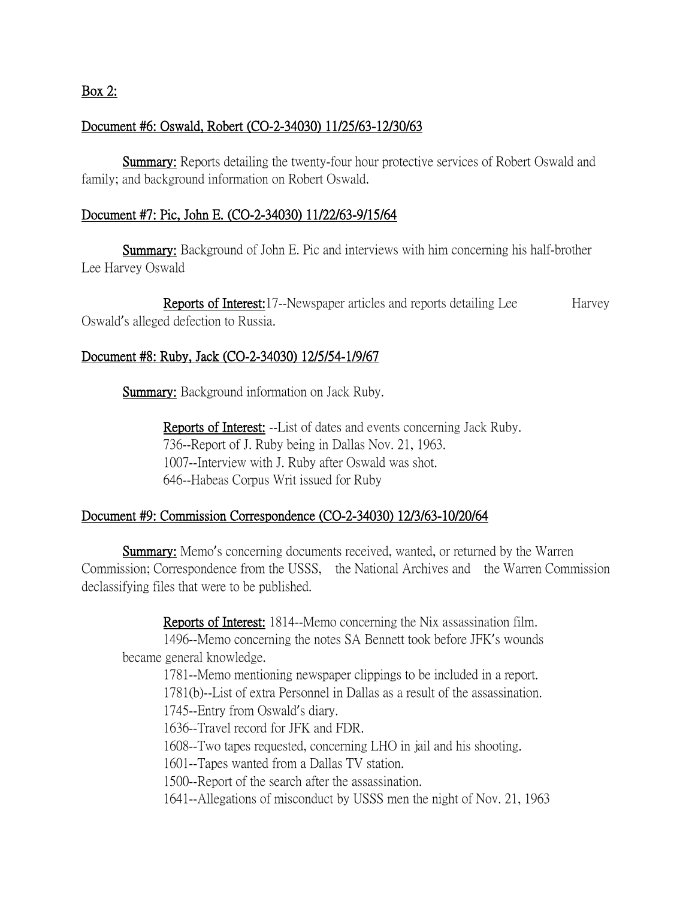Box 2:

Document #6: Oswald, Robert (CO-2-34030) 11/25/63-12/30/63

**Summary:** Reports detailing the twenty-four hour protective services of Robert Oswald and family; and background information on Robert Oswald.

Document #7: Pic, John E. (CO-2-34030) 11/22/63-9/15/64

**Summary:** Background of John E. Pic and interviews with him concerning his half-brother Lee Harvey Oswald

**Reports of Interest:** 17--Newspaper articles and reports detailing Lee Harvey Oswald's alleged defection to Russia.

Document #8: Ruby, Jack (CO-2-34030) 12/5/54-1/9/67

**Summary:** Background information on Jack Ruby.

**Reports of Interest:** --List of dates and events concerning Jack Ruby.
736--Report of J. Ruby being in Dallas Nov. 21, 1963.
1007--Interview with J. Ruby after Oswald was shot.
646--Habeas Corpus Writ issued for Ruby

Document #9: Commission Correspondence (CO-2-34030) 12/3/63-10/20/64

**Summary:** Memo's concerning documents received, wanted, or returned by the Warren Commission; Correspondence from the USSS, the National Archives and the Warren Commission declassifying files that were to be published.

**Reports of Interest:** 1814--Memo concerning the Nix assassination film.
1496--Memo concerning the notes SA Bennett took before JFK's wounds became general knowledge.
1781--Memo mentioning newspaper clippings to be included in a report.
1781(b)--List of extra Personnel in Dallas as a result of the assassination.
1745--Entry from Oswald's diary.
1636--Travel record for JFK and FDR.
1608--Two tapes requested, concerning LHO in jail and his shooting.
1601--Tapes wanted from a Dallas TV station.
1500--Report of the search after the assassination.
1641--Allegations of misconduct by USSS men the night of Nov. 21, 1963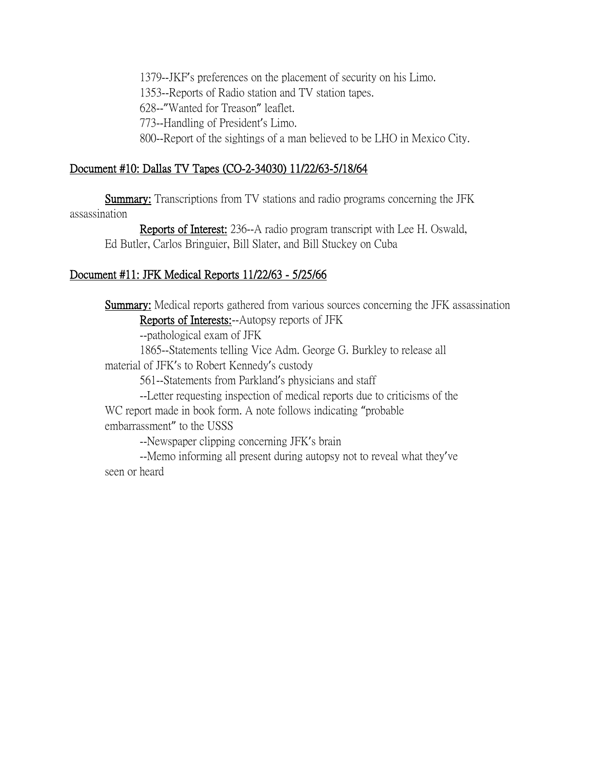1379--JKF's preferences on the placement of security on his Limo.

1353--Reports of Radio station and TV station tapes.

628--"Wanted for Treason" leaflet.

773--Handling of President's Limo.

800--Report of the sightings of a man believed to be LHO in Mexico City.

## Document #10: Dallas TV Tapes (CO-2-34030) 11/22/63-5/18/64

**Summary:** Transcriptions from TV stations and radio programs concerning the JFK assassination

**Reports of Interest:** 236--A radio program transcript with Lee H. Oswald, Ed Butler, Carlos Bringuier, Bill Slater, and Bill Stuckey on Cuba

## Document #11: JFK Medical Reports 11/22/63 - 5/25/66

**Summary:** Medical reports gathered from various sources concerning the JFK assassination

**Reports of Interests:**--Autopsy reports of JFK

--pathological exam of JFK

1865--Statements telling Vice Adm. George G. Burkley to release all material of JFK's to Robert Kennedy's custody

561--Statements from Parkland's physicians and staff

--Letter requesting inspection of medical reports due to criticisms of the WC report made in book form. A note follows indicating "probable embarrassment" to the USSS

--Newspaper clipping concerning JFK's brain

--Memo informing all present during autopsy not to reveal what they've seen or heard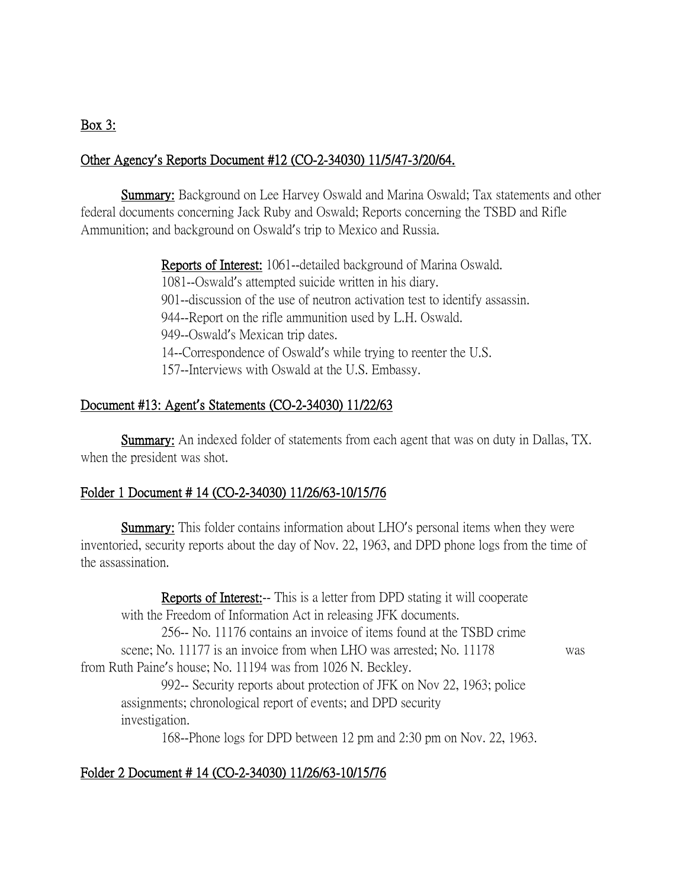<u>Box 3:</u>

<u>Other Agency's Reports Document #12 (CO-2-34030) 11/5/47-3/20/64.</u>

**<u>Summary:</u>** Background on Lee Harvey Oswald and Marina Oswald; Tax statements and other federal documents concerning Jack Ruby and Oswald; Reports concerning the TSBD and Rifle Ammunition; and background on Oswald's trip to Mexico and Russia.

<u>Reports of Interest:</u> 1061--detailed background of Marina Oswald.
1081--Oswald's attempted suicide written in his diary.
901--discussion of the use of neutron activation test to identify assassin.
944--Report on the rifle ammunition used by L.H. Oswald.
949--Oswald's Mexican trip dates.
14--Correspondence of Oswald's while trying to reenter the U.S.
157--Interviews with Oswald at the U.S. Embassy.

<u>Document #13: Agent's Statements (CO-2-34030) 11/22/63</u>

**<u>Summary:</u>** An indexed folder of statements from each agent that was on duty in Dallas, TX. when the president was shot.

<u>Folder 1 Document # 14 (CO-2-34030) 11/26/63-10/15/76</u>

**<u>Summary:</u>** This folder contains information about LHO's personal items when they were inventoried, security reports about the day of Nov. 22, 1963, and DPD phone logs from the time of the assassination.

<u>Reports of Interest:</u>-- This is a letter from DPD stating it will cooperate with the Freedom of Information Act in releasing JFK documents.
256-- No. 11176 contains an invoice of items found at the TSBD crime scene; No. 11177 is an invoice from when LHO was arrested; No. 11178 was from Ruth Paine's house; No. 11194 was from 1026 N. Beckley.
992-- Security reports about protection of JFK on Nov 22, 1963; police assignments; chronological report of events; and DPD security investigation.
168--Phone logs for DPD between 12 pm and 2:30 pm on Nov. 22, 1963.

<u>Folder 2 Document # 14 (CO-2-34030) 11/26/63-10/15/76</u>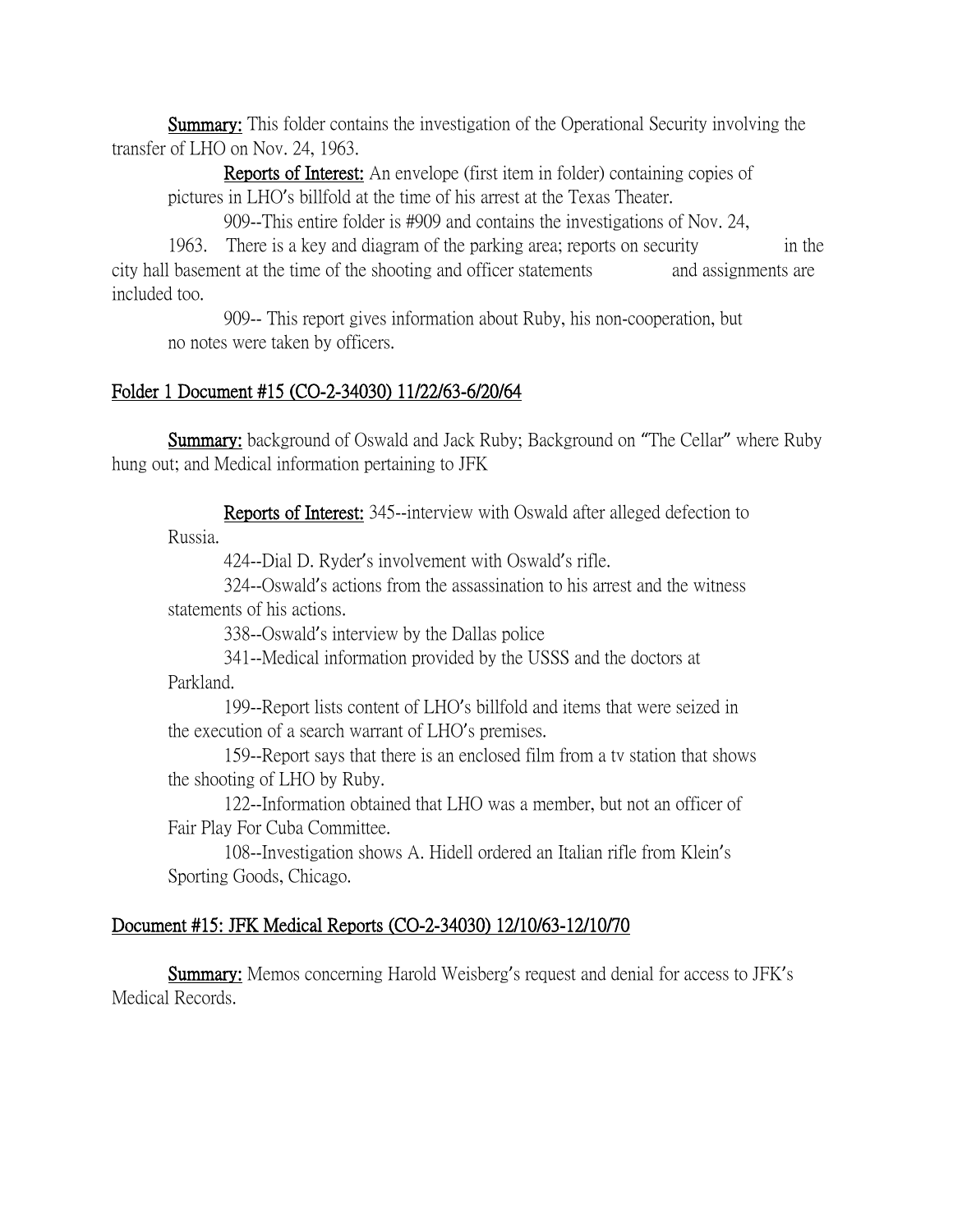**Summary:** This folder contains the investigation of the Operational Security involving the transfer of LHO on Nov. 24, 1963.

**Reports of Interest:** An envelope (first item in folder) containing copies of pictures in LHO's billfold at the time of his arrest at the Texas Theater.

909--This entire folder is #909 and contains the investigations of Nov. 24, 1963. There is a key and diagram of the parking area; reports on security in the city hall basement at the time of the shooting and officer statements and assignments are included too.

909-- This report gives information about Ruby, his non-cooperation, but no notes were taken by officers.

## Folder 1 Document #15 (CO-2-34030) 11/22/63-6/20/64

**Summary:** background of Oswald and Jack Ruby; Background on "The Cellar" where Ruby hung out; and Medical information pertaining to JFK

**Reports of Interest:** 345--interview with Oswald after alleged defection to Russia.

424--Dial D. Ryder's involvement with Oswald's rifle.

324--Oswald's actions from the assassination to his arrest and the witness statements of his actions.

338--Oswald's interview by the Dallas police

341--Medical information provided by the USSS and the doctors at Parkland.

199--Report lists content of LHO's billfold and items that were seized in the execution of a search warrant of LHO's premises.

159--Report says that there is an enclosed film from a tv station that shows the shooting of LHO by Ruby.

122--Information obtained that LHO was a member, but not an officer of Fair Play For Cuba Committee.

108--Investigation shows A. Hidell ordered an Italian rifle from Klein's Sporting Goods, Chicago.

## Document #15: JFK Medical Reports (CO-2-34030) 12/10/63-12/10/70

**Summary:** Memos concerning Harold Weisberg's request and denial for access to JFK's Medical Records.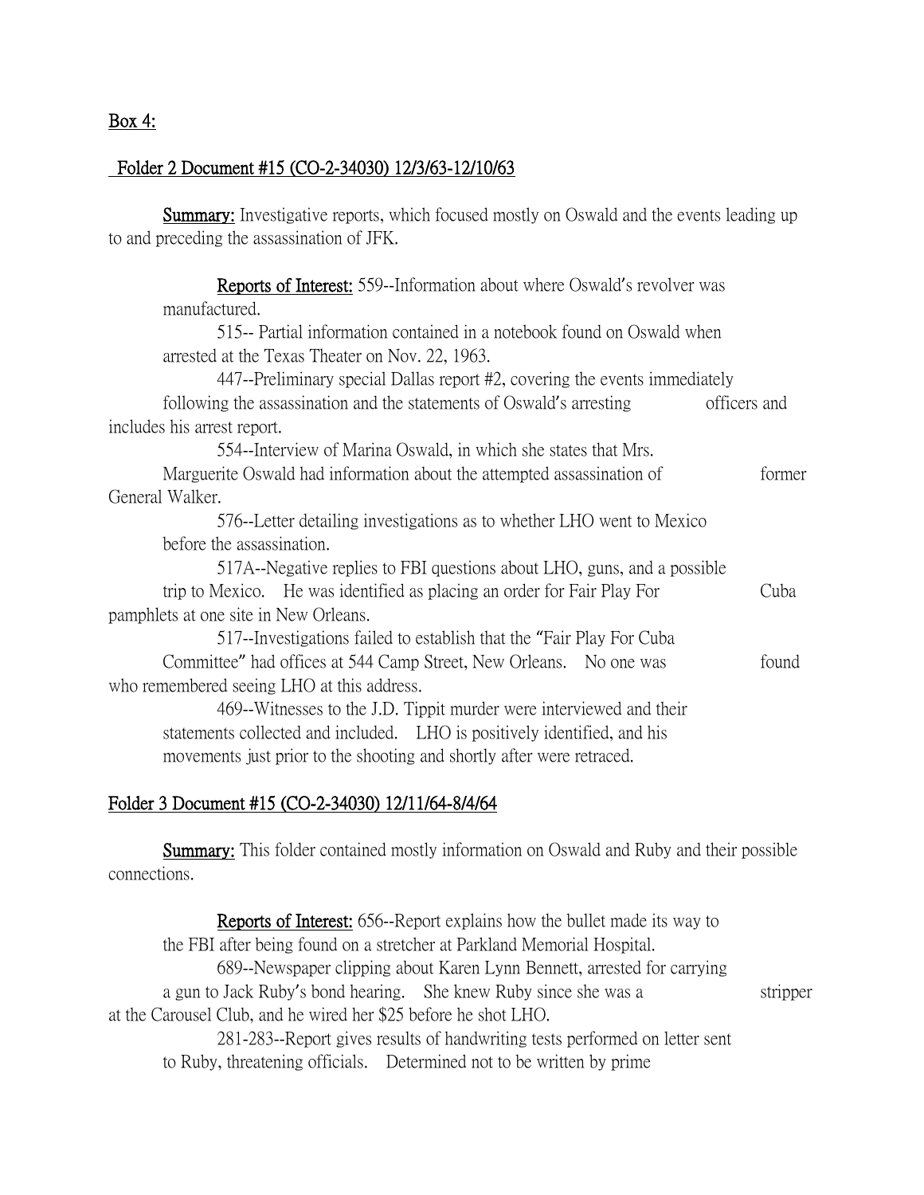Box 4:

Folder 2 Document #15 (CO-2-34030) 12/3/63-12/10/63

**Summary:** Investigative reports, which focused mostly on Oswald and the events leading up to and preceding the assassination of JFK.

**Reports of Interest:** 559--Information about where Oswald's revolver was manufactured.

515-- Partial information contained in a notebook found on Oswald when arrested at the Texas Theater on Nov. 22, 1963.

447--Preliminary special Dallas report #2, covering the events immediately following the assassination and the statements of Oswald's arresting officers and includes his arrest report.

554--Interview of Marina Oswald, in which she states that Mrs. Marguerite Oswald had information about the attempted assassination of former General Walker.

576--Letter detailing investigations as to whether LHO went to Mexico before the assassination.

517A--Negative replies to FBI questions about LHO, guns, and a possible trip to Mexico. He was identified as placing an order for Fair Play For Cuba pamphlets at one site in New Orleans.

517--Investigations failed to establish that the "Fair Play For Cuba Committee" had offices at 544 Camp Street, New Orleans. No one was found who remembered seeing LHO at this address.

469--Witnesses to the J.D. Tippit murder were interviewed and their statements collected and included. LHO is positively identified, and his movements just prior to the shooting and shortly after were retraced.

Folder 3 Document #15 (CO-2-34030) 12/11/64-8/4/64

**Summary:** This folder contained mostly information on Oswald and Ruby and their possible connections.

**Reports of Interest:** 656--Report explains how the bullet made its way to the FBI after being found on a stretcher at Parkland Memorial Hospital.

689--Newspaper clipping about Karen Lynn Bennett, arrested for carrying a gun to Jack Ruby's bond hearing. She knew Ruby since she was a stripper at the Carousel Club, and he wired her $25 before he shot LHO.

281-283--Report gives results of handwriting tests performed on letter sent to Ruby, threatening officials. Determined not to be written by prime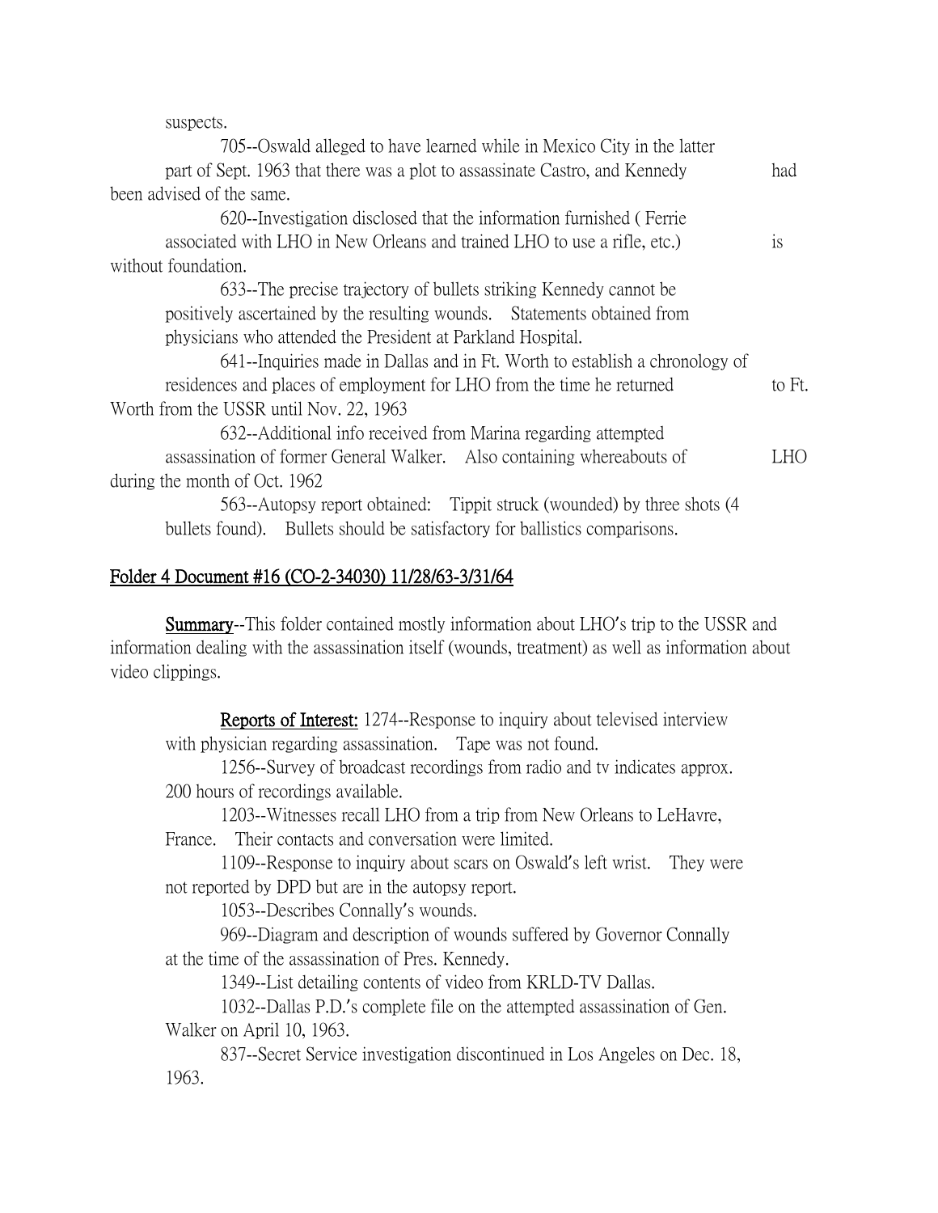suspects.

705--Oswald alleged to have learned while in Mexico City in the latter part of Sept. 1963 that there was a plot to assassinate Castro, and Kennedy had been advised of the same.

620--Investigation disclosed that the information furnished ( Ferrie associated with LHO in New Orleans and trained LHO to use a rifle, etc.) is without foundation.

633--The precise trajectory of bullets striking Kennedy cannot be positively ascertained by the resulting wounds. Statements obtained from physicians who attended the President at Parkland Hospital.

641--Inquiries made in Dallas and in Ft. Worth to establish a chronology of residences and places of employment for LHO from the time he returned to Ft. Worth from the USSR until Nov. 22, 1963

632--Additional info received from Marina regarding attempted assassination of former General Walker. Also containing whereabouts of LHO during the month of Oct. 1962

563--Autopsy report obtained: Tippit struck (wounded) by three shots (4 bullets found). Bullets should be satisfactory for ballistics comparisons.

## Folder 4 Document #16 (CO-2-34030) 11/28/63-3/31/64

**Summary**--This folder contained mostly information about LHO's trip to the USSR and information dealing with the assassination itself (wounds, treatment) as well as information about video clippings.

**Reports of Interest:** 1274--Response to inquiry about televised interview with physician regarding assassination. Tape was not found.

1256--Survey of broadcast recordings from radio and tv indicates approx. 200 hours of recordings available.

1203--Witnesses recall LHO from a trip from New Orleans to LeHavre, France. Their contacts and conversation were limited.

1109--Response to inquiry about scars on Oswald's left wrist. They were not reported by DPD but are in the autopsy report.

1053--Describes Connally's wounds.

969--Diagram and description of wounds suffered by Governor Connally at the time of the assassination of Pres. Kennedy.

1349--List detailing contents of video from KRLD-TV Dallas.

1032--Dallas P.D.'s complete file on the attempted assassination of Gen. Walker on April 10, 1963.

837--Secret Service investigation discontinued in Los Angeles on Dec. 18, 1963.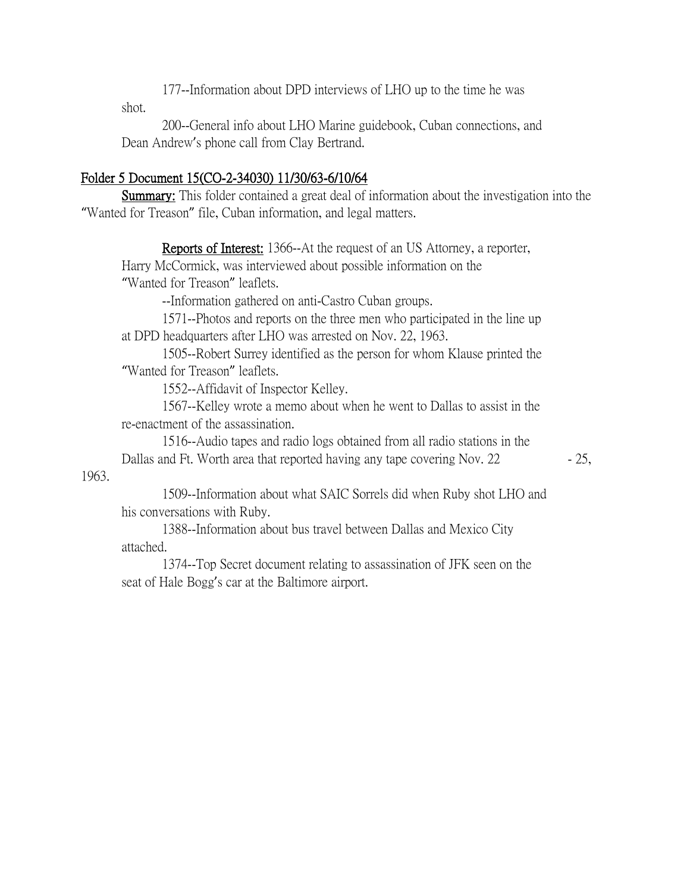177--Information about DPD interviews of LHO up to the time he was shot.

200--General info about LHO Marine guidebook, Cuban connections, and Dean Andrew's phone call from Clay Bertrand.

## Folder 5 Document 15(CO-2-34030) 11/30/63-6/10/64

**Summary:** This folder contained a great deal of information about the investigation into the "Wanted for Treason" file, Cuban information, and legal matters.

**Reports of Interest:** 1366--At the request of an US Attorney, a reporter, Harry McCormick, was interviewed about possible information on the "Wanted for Treason" leaflets.

--Information gathered on anti-Castro Cuban groups.

1571--Photos and reports on the three men who participated in the line up at DPD headquarters after LHO was arrested on Nov. 22, 1963.

1505--Robert Surrey identified as the person for whom Klause printed the "Wanted for Treason" leaflets.

1552--Affidavit of Inspector Kelley.

1567--Kelley wrote a memo about when he went to Dallas to assist in the re-enactment of the assassination.

1516--Audio tapes and radio logs obtained from all radio stations in the Dallas and Ft. Worth area that reported having any tape covering Nov. 22 - 25, 1963.

1509--Information about what SAIC Sorrels did when Ruby shot LHO and his conversations with Ruby.

1388--Information about bus travel between Dallas and Mexico City attached.

1374--Top Secret document relating to assassination of JFK seen on the seat of Hale Bogg's car at the Baltimore airport.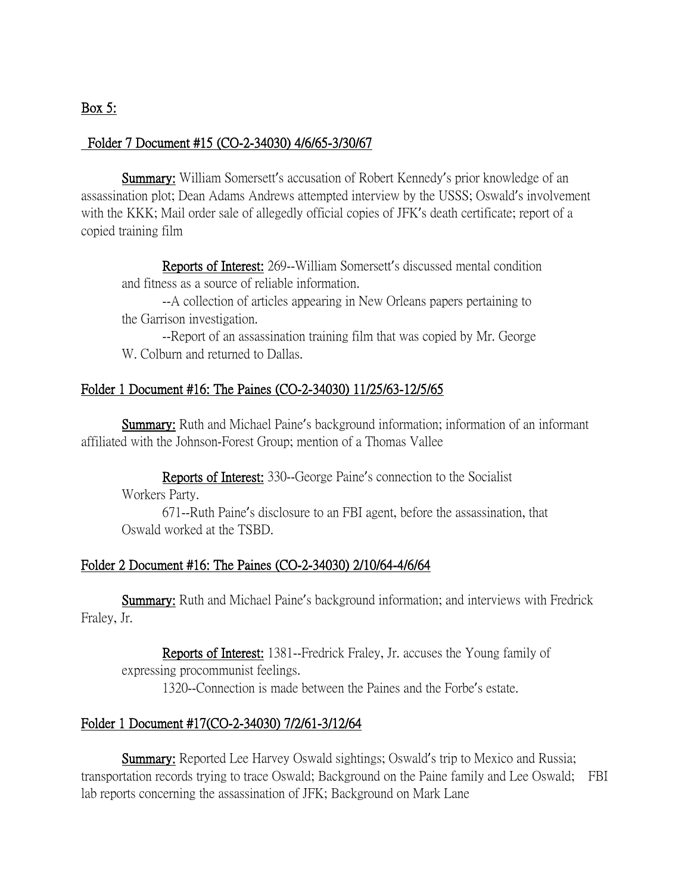<u>Box 5:</u>

<u>Folder 7 Document #15 (CO-2-34030) 4/6/65-3/30/67</u>

**Summary:** William Somersett's accusation of Robert Kennedy's prior knowledge of an assassination plot; Dean Adams Andrews attempted interview by the USSS; Oswald's involvement with the KKK; Mail order sale of allegedly official copies of JFK's death certificate; report of a copied training film

**Reports of Interest:** 269--William Somersett's discussed mental condition and fitness as a source of reliable information.

--A collection of articles appearing in New Orleans papers pertaining to the Garrison investigation.

--Report of an assassination training film that was copied by Mr. George W. Colburn and returned to Dallas.

<u>Folder 1 Document #16: The Paines (CO-2-34030) 11/25/63-12/5/65</u>

**Summary:** Ruth and Michael Paine's background information; information of an informant affiliated with the Johnson-Forest Group; mention of a Thomas Vallee

**Reports of Interest:** 330--George Paine's connection to the Socialist Workers Party.

671--Ruth Paine's disclosure to an FBI agent, before the assassination, that Oswald worked at the TSBD.

<u>Folder 2 Document #16: The Paines (CO-2-34030) 2/10/64-4/6/64</u>

**Summary:** Ruth and Michael Paine's background information; and interviews with Fredrick Fraley, Jr.

**Reports of Interest:** 1381--Fredrick Fraley, Jr. accuses the Young family of expressing procommunist feelings.

1320--Connection is made between the Paines and the Forbe's estate.

<u>Folder 1 Document #17(CO-2-34030) 7/2/61-3/12/64</u>

**Summary:** Reported Lee Harvey Oswald sightings; Oswald's trip to Mexico and Russia; transportation records trying to trace Oswald; Background on the Paine family and Lee Oswald; FBI lab reports concerning the assassination of JFK; Background on Mark Lane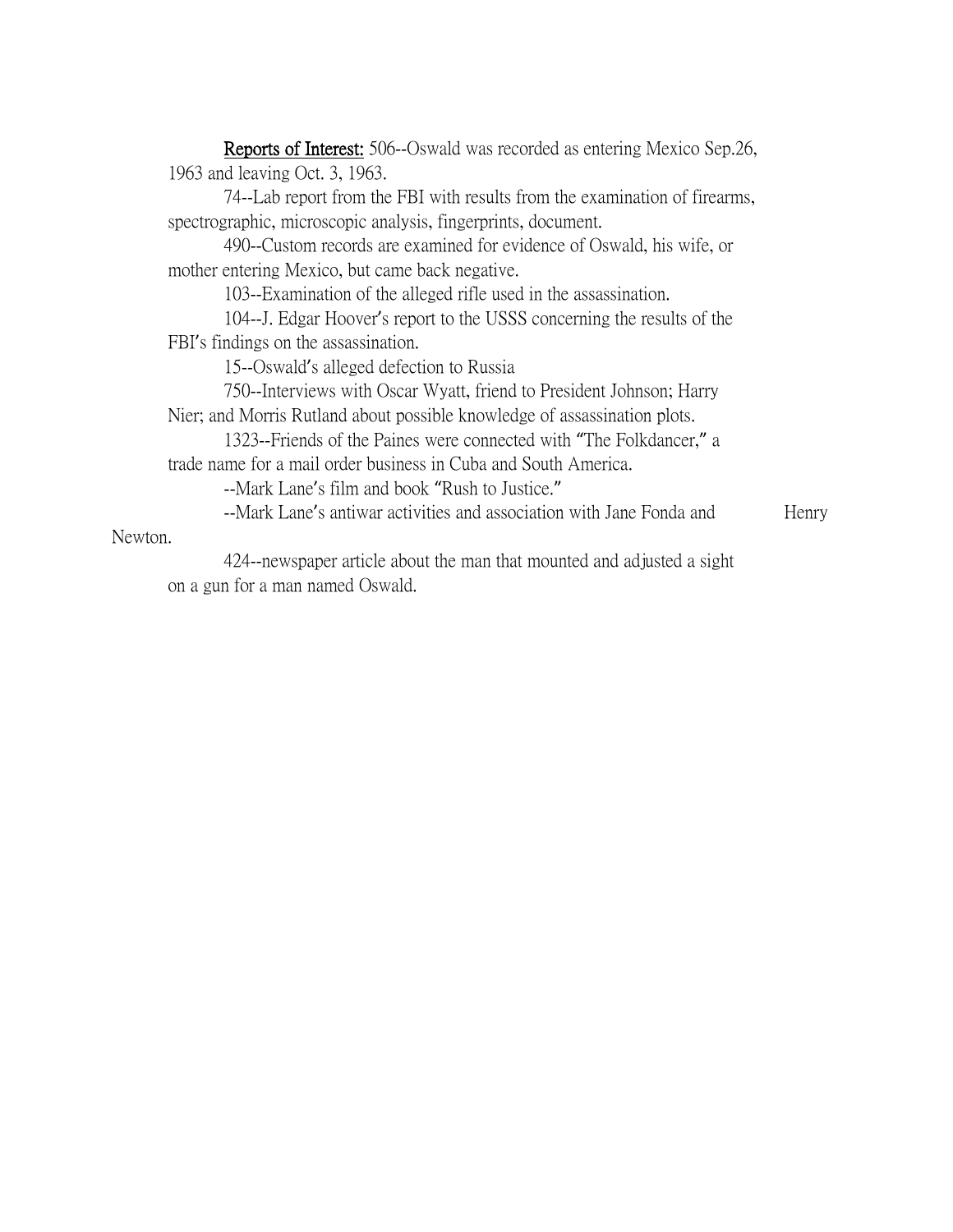<u>Reports of Interest:</u> 506--Oswald was recorded as entering Mexico Sep.26, 1963 and leaving Oct. 3, 1963.

74--Lab report from the FBI with results from the examination of firearms, spectrographic, microscopic analysis, fingerprints, document.

490--Custom records are examined for evidence of Oswald, his wife, or mother entering Mexico, but came back negative.

103--Examination of the alleged rifle used in the assassination.

104--J. Edgar Hoover's report to the USSS concerning the results of the FBI's findings on the assassination.

15--Oswald's alleged defection to Russia

750--Interviews with Oscar Wyatt, friend to President Johnson; Harry Nier; and Morris Rutland about possible knowledge of assassination plots.

1323--Friends of the Paines were connected with "The Folkdancer," a trade name for a mail order business in Cuba and South America.

--Mark Lane's film and book "Rush to Justice."

--Mark Lane's antiwar activities and association with Jane Fonda and Henry Newton.

424--newspaper article about the man that mounted and adjusted a sight on a gun for a man named Oswald.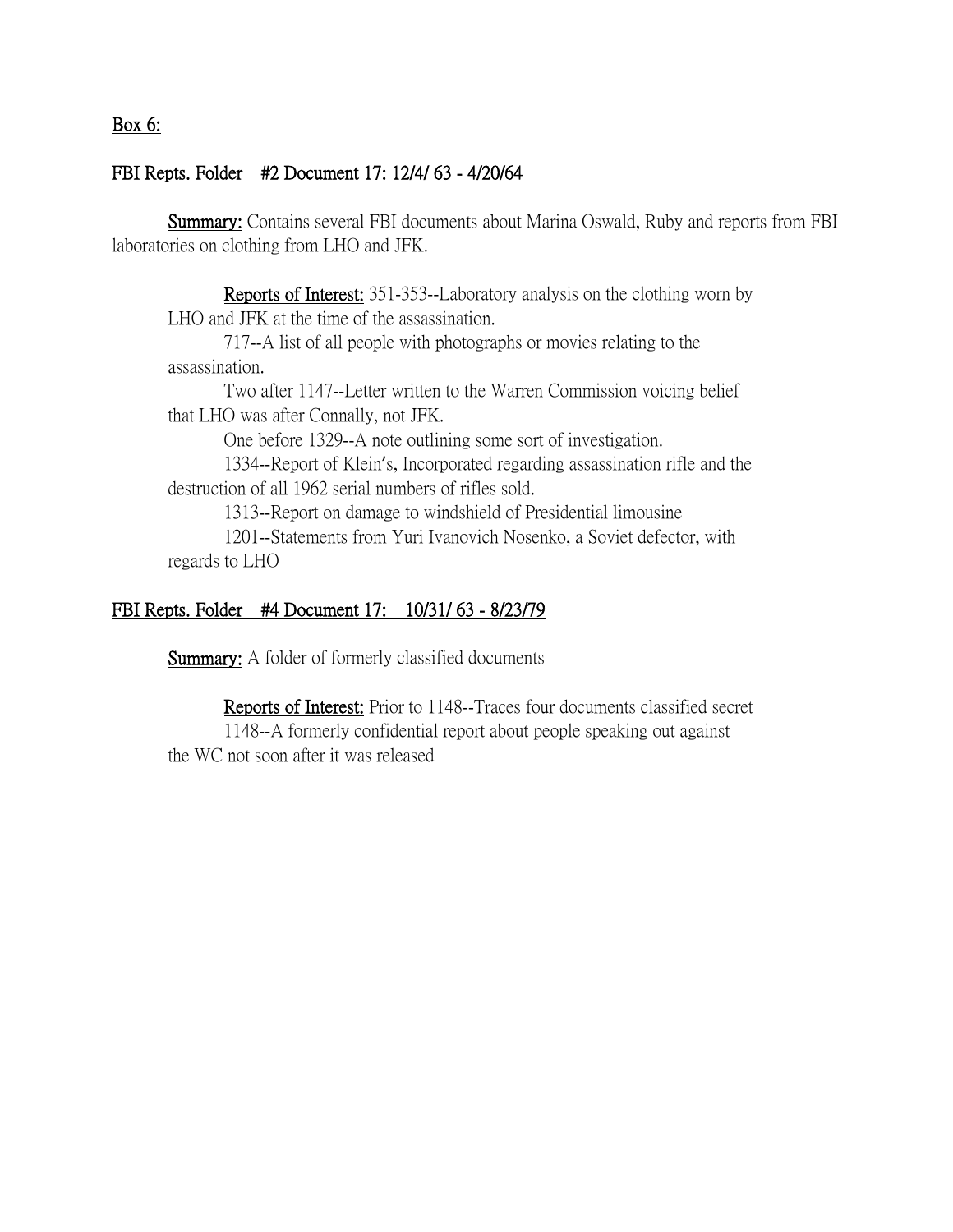Box 6:

FBI Repts. Folder #2 Document 17: 12/4/ 63 - 4/20/64

**Summary:** Contains several FBI documents about Marina Oswald, Ruby and reports from FBI laboratories on clothing from LHO and JFK.

**Reports of Interest:** 351-353--Laboratory analysis on the clothing worn by LHO and JFK at the time of the assassination.

717--A list of all people with photographs or movies relating to the assassination.

Two after 1147--Letter written to the Warren Commission voicing belief that LHO was after Connally, not JFK.

One before 1329--A note outlining some sort of investigation.

1334--Report of Klein's, Incorporated regarding assassination rifle and the destruction of all 1962 serial numbers of rifles sold.

1313--Report on damage to windshield of Presidential limousine

1201--Statements from Yuri Ivanovich Nosenko, a Soviet defector, with regards to LHO

FBI Repts. Folder #4 Document 17: 10/31/ 63 - 8/23/79

**Summary:** A folder of formerly classified documents

**Reports of Interest:** Prior to 1148--Traces four documents classified secret

1148--A formerly confidential report about people speaking out against the WC not soon after it was released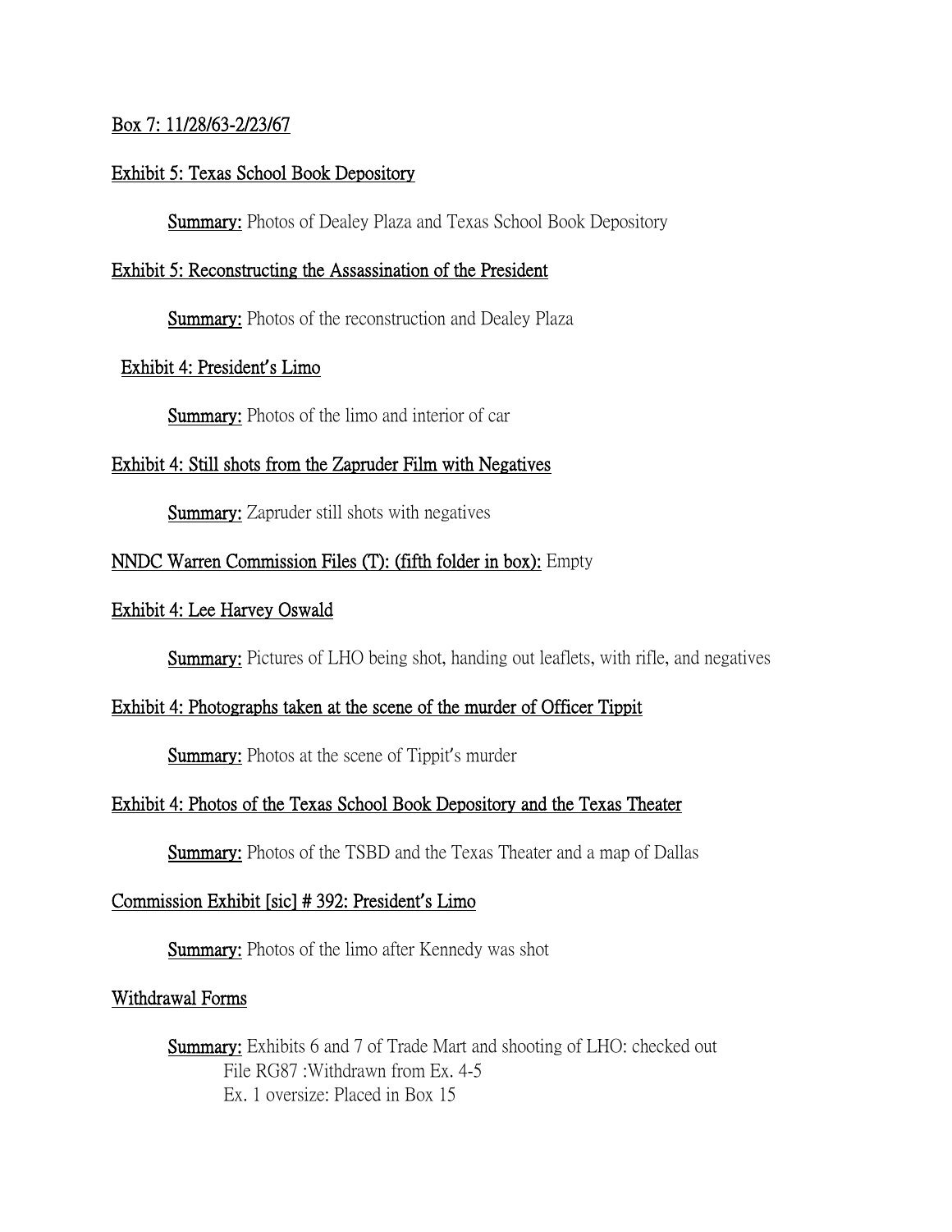<u>Box 7: 11/28/63-2/23/67</u>

<u>Exhibit 5: Texas School Book Depository</u>

**<u>Summary:</u>** Photos of Dealey Plaza and Texas School Book Depository

<u>Exhibit 5: Reconstructing the Assassination of the President</u>

**<u>Summary:</u>** Photos of the reconstruction and Dealey Plaza

<u>Exhibit 4: President's Limo</u>

**<u>Summary:</u>** Photos of the limo and interior of car

<u>Exhibit 4: Still shots from the Zapruder Film with Negatives</u>

**<u>Summary:</u>** Zapruder still shots with negatives

<u>NNDC Warren Commission Files (T): (fifth folder in box):</u> Empty

<u>Exhibit 4: Lee Harvey Oswald</u>

**<u>Summary:</u>** Pictures of LHO being shot, handing out leaflets, with rifle, and negatives

<u>Exhibit 4: Photographs taken at the scene of the murder of Officer Tippit</u>

**<u>Summary:</u>** Photos at the scene of Tippit's murder

<u>Exhibit 4: Photos of the Texas School Book Depository and the Texas Theater</u>

**<u>Summary:</u>** Photos of the TSBD and the Texas Theater and a map of Dallas

<u>Commission Exhibit [sic] # 392: President's Limo</u>

**<u>Summary:</u>** Photos of the limo after Kennedy was shot

<u>Withdrawal Forms</u>

**<u>Summary:</u>** Exhibits 6 and 7 of Trade Mart and shooting of LHO: checked out
File RG87 :Withdrawn from Ex. 4-5
Ex. 1 oversize: Placed in Box 15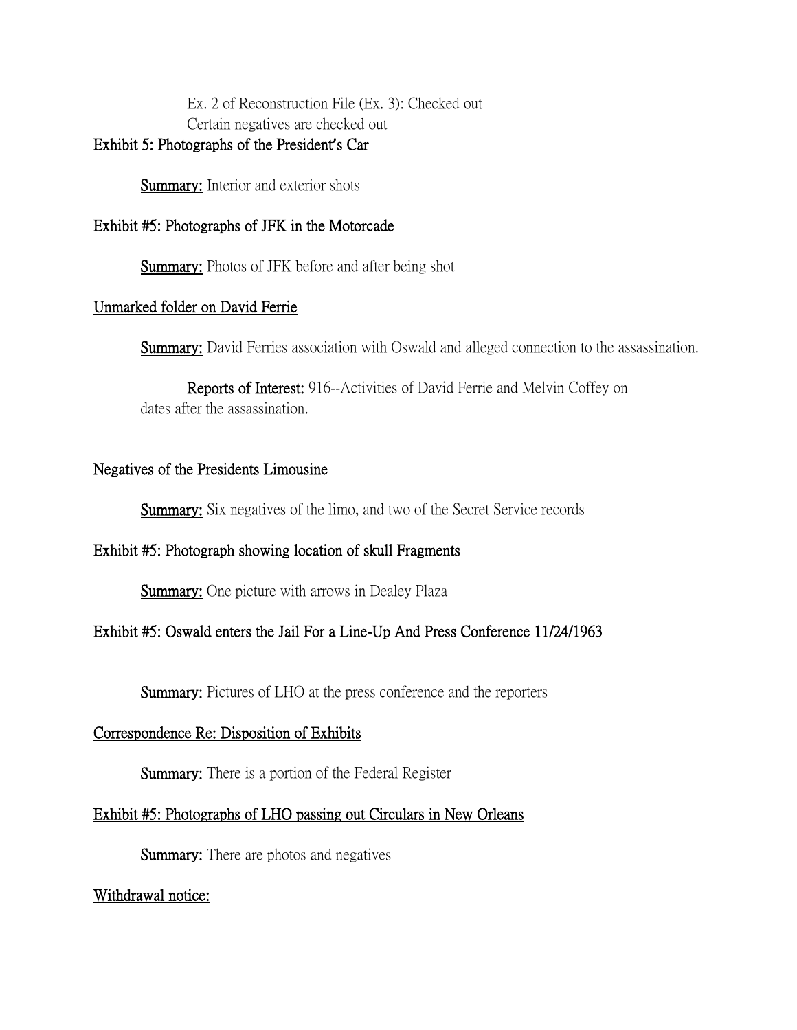Ex. 2 of Reconstruction File (Ex. 3): Checked out
Certain negatives are checked out

<u>Exhibit 5: Photographs of the President's Car</u>

**<u>Summary:</u>** Interior and exterior shots

<u>Exhibit #5: Photographs of JFK in the Motorcade</u>

**<u>Summary:</u>** Photos of JFK before and after being shot

<u>Unmarked folder on David Ferrie</u>

**<u>Summary:</u>** David Ferries association with Oswald and alleged connection to the assassination.

<u>Reports of Interest:</u> 916--Activities of David Ferrie and Melvin Coffey on dates after the assassination.

<u>Negatives of the Presidents Limousine</u>

**<u>Summary:</u>** Six negatives of the limo, and two of the Secret Service records

<u>Exhibit #5: Photograph showing location of skull Fragments</u>

**<u>Summary:</u>** One picture with arrows in Dealey Plaza

<u>Exhibit #5: Oswald enters the Jail For a Line-Up And Press Conference 11/24/1963</u>

**<u>Summary:</u>** Pictures of LHO at the press conference and the reporters

<u>Correspondence Re: Disposition of Exhibits</u>

**<u>Summary:</u>** There is a portion of the Federal Register

<u>Exhibit #5: Photographs of LHO passing out Circulars in New Orleans</u>

**<u>Summary:</u>** There are photos and negatives

<u>Withdrawal notice:</u>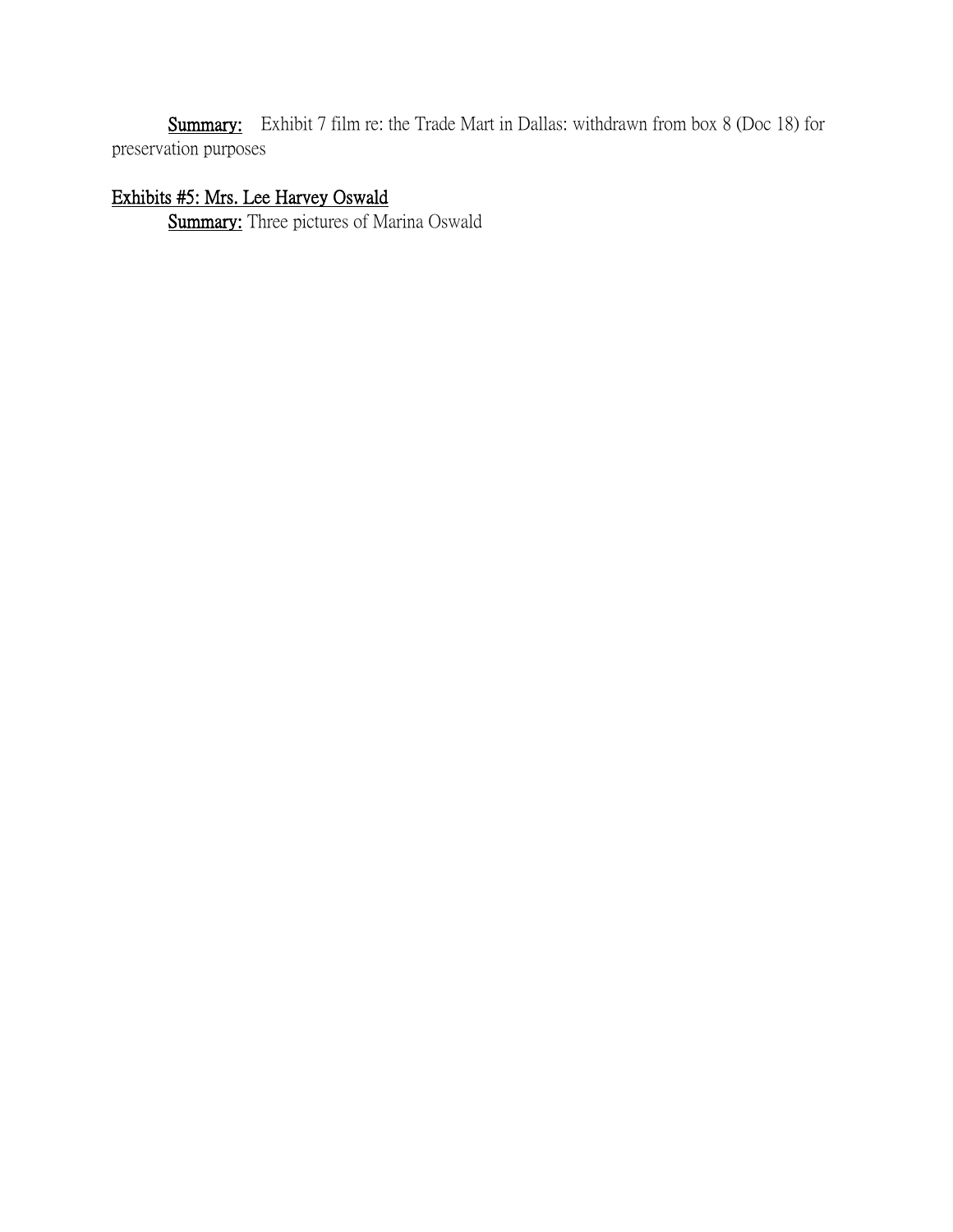**Summary:** Exhibit 7 film re: the Trade Mart in Dallas: withdrawn from box 8 (Doc 18) for preservation purposes

**Exhibits #5: Mrs. Lee Harvey Oswald**

**Summary:** Three pictures of Marina Oswald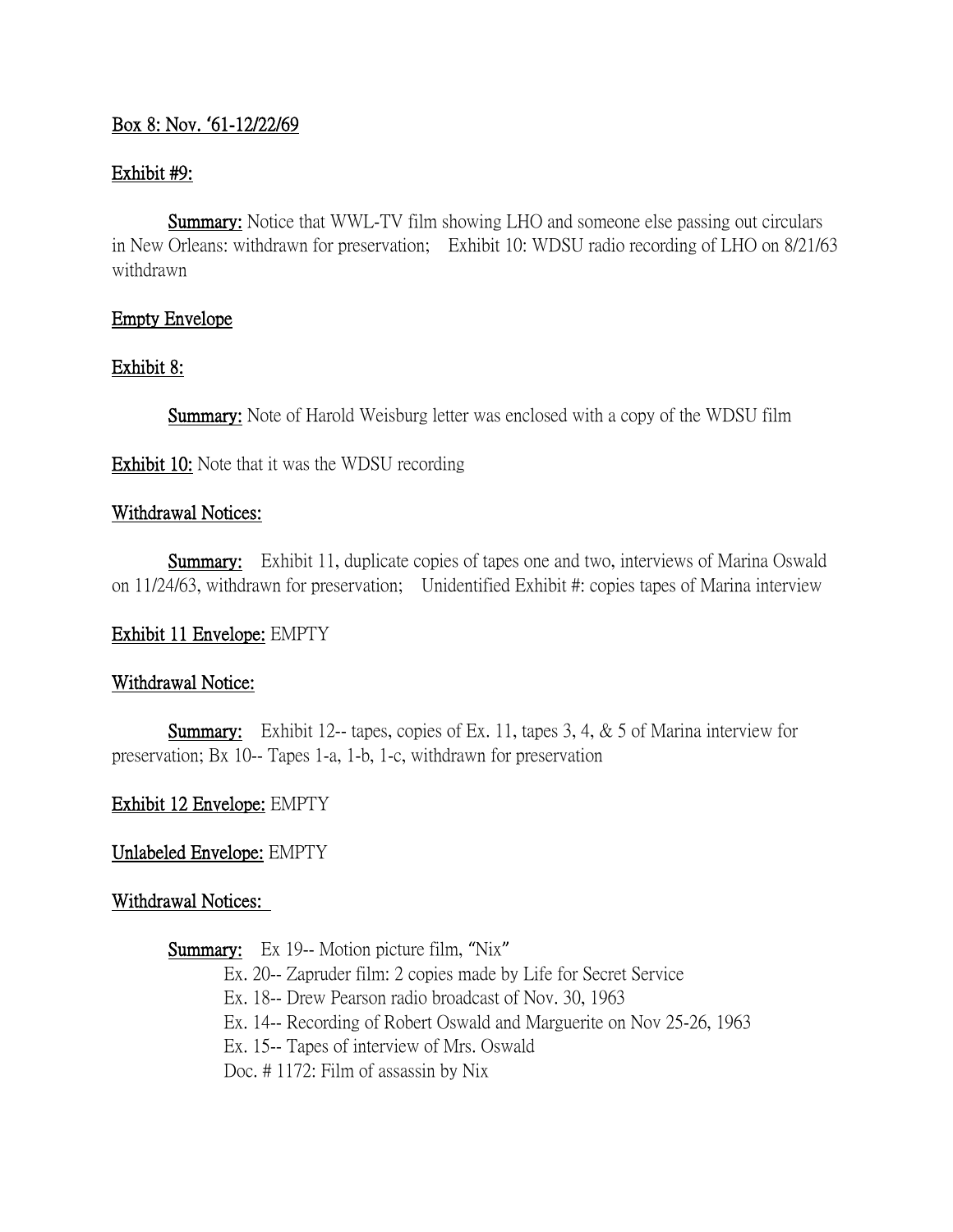<u>Box 8: Nov. '61-12/22/69</u>

<u>Exhibit #9:</u>

**<u>Summary:</u>** Notice that WWL-TV film showing LHO and someone else passing out circulars in New Orleans: withdrawn for preservation; Exhibit 10: WDSU radio recording of LHO on 8/21/63 withdrawn

<u>Empty Envelope</u>

<u>Exhibit 8:</u>

**<u>Summary:</u>** Note of Harold Weisburg letter was enclosed with a copy of the WDSU film

**<u>Exhibit 10:</u>** Note that it was the WDSU recording

<u>Withdrawal Notices:</u>

**<u>Summary:</u>** Exhibit 11, duplicate copies of tapes one and two, interviews of Marina Oswald on 11/24/63, withdrawn for preservation; Unidentified Exhibit #: copies tapes of Marina interview

<u>Exhibit 11 Envelope:</u> EMPTY

<u>Withdrawal Notice:</u>

**<u>Summary:</u>** Exhibit 12-- tapes, copies of Ex. 11, tapes 3, 4, & 5 of Marina interview for preservation; Bx 10-- Tapes 1-a, 1-b, 1-c, withdrawn for preservation

<u>Exhibit 12 Envelope:</u> EMPTY

<u>Unlabeled Envelope:</u> EMPTY

<u>Withdrawal Notices:</u>

**<u>Summary:</u>** Ex 19-- Motion picture film, "Nix"
Ex. 20-- Zapruder film: 2 copies made by Life for Secret Service
Ex. 18-- Drew Pearson radio broadcast of Nov. 30, 1963
Ex. 14-- Recording of Robert Oswald and Marguerite on Nov 25-26, 1963
Ex. 15-- Tapes of interview of Mrs. Oswald
Doc. # 1172: Film of assassin by Nix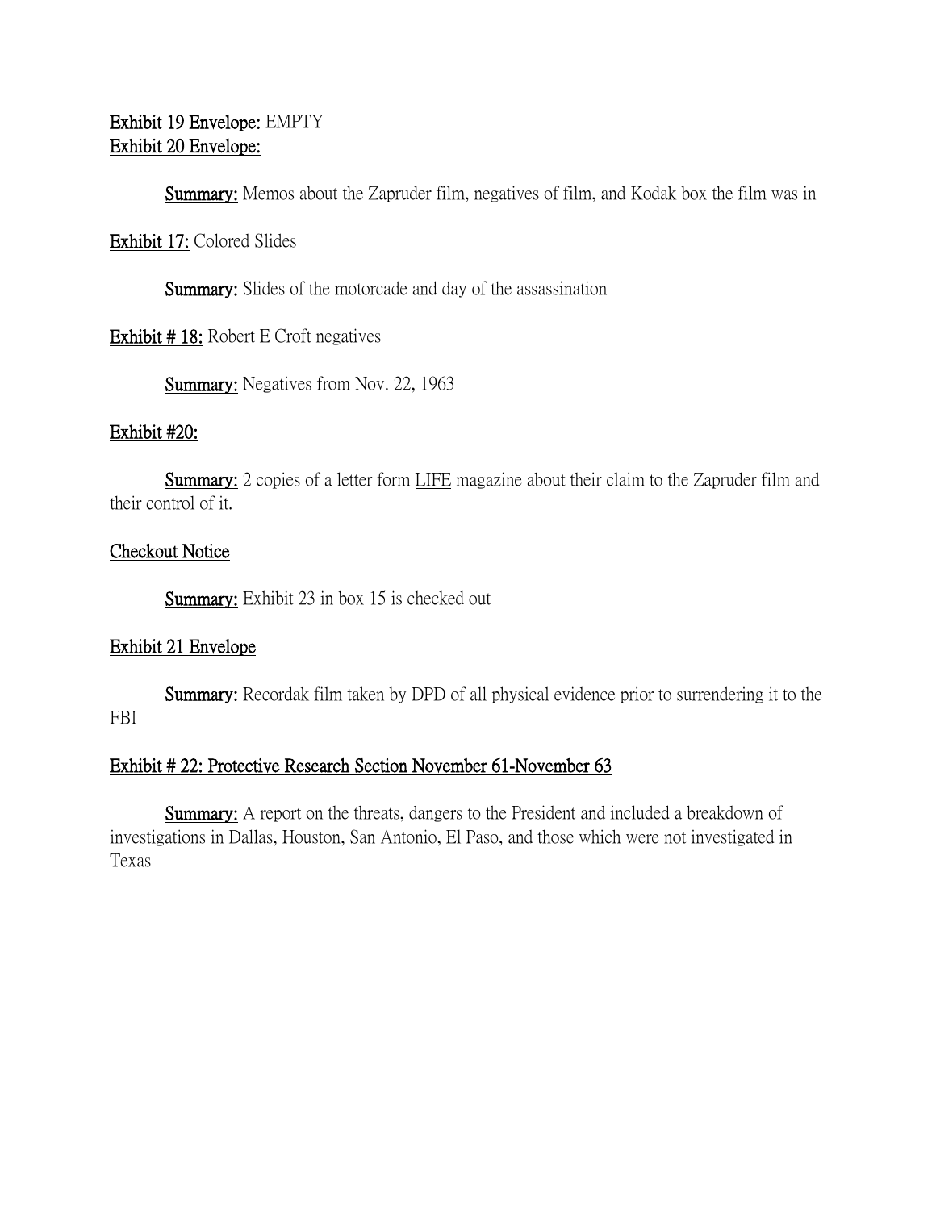<u>**Exhibit 19 Envelope:**</u> EMPTY
<u>**Exhibit 20 Envelope:**</u>

<u>**Summary:**</u> Memos about the Zapruder film, negatives of film, and Kodak box the film was in

<u>**Exhibit 17:**</u> Colored Slides

<u>**Summary:**</u> Slides of the motorcade and day of the assassination

<u>**Exhibit # 18:**</u> Robert E Croft negatives

<u>**Summary:**</u> Negatives from Nov. 22, 1963

<u>Exhibit #20:</u>

<u>**Summary:**</u> 2 copies of a letter form <u>LIFE</u> magazine about their claim to the Zapruder film and their control of it.

<u>Checkout Notice</u>

<u>**Summary:**</u> Exhibit 23 in box 15 is checked out

<u>Exhibit 21 Envelope</u>

<u>**Summary:**</u> Recordak film taken by DPD of all physical evidence prior to surrendering it to the FBI

<u>Exhibit # 22: Protective Research Section November 61-November 63</u>

<u>**Summary:**</u> A report on the threats, dangers to the President and included a breakdown of investigations in Dallas, Houston, San Antonio, El Paso, and those which were not investigated in Texas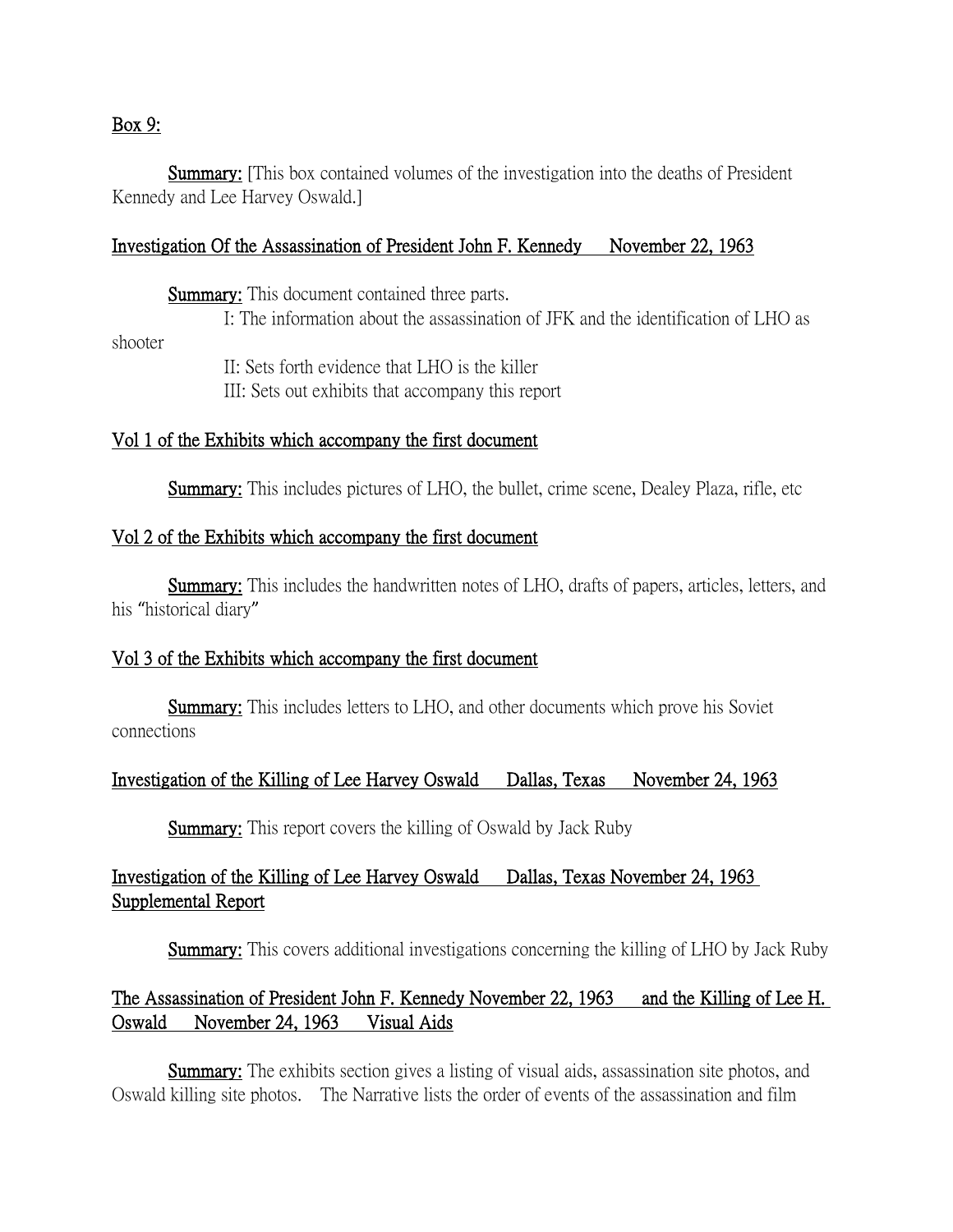<u>Box 9:</u>

**<u>Summary:</u>** [This box contained volumes of the investigation into the deaths of President Kennedy and Lee Harvey Oswald.]

<u>Investigation Of the Assassination of President John F. Kennedy November 22, 1963</u>

**<u>Summary:</u>** This document contained three parts.

I: The information about the assassination of JFK and the identification of LHO as shooter

II: Sets forth evidence that LHO is the killer

III: Sets out exhibits that accompany this report

<u>Vol 1 of the Exhibits which accompany the first document</u>

**<u>Summary:</u>** This includes pictures of LHO, the bullet, crime scene, Dealey Plaza, rifle, etc

<u>Vol 2 of the Exhibits which accompany the first document</u>

**<u>Summary:</u>** This includes the handwritten notes of LHO, drafts of papers, articles, letters, and his "historical diary"

<u>Vol 3 of the Exhibits which accompany the first document</u>

**<u>Summary:</u>** This includes letters to LHO, and other documents which prove his Soviet connections

<u>Investigation of the Killing of Lee Harvey Oswald Dallas, Texas November 24, 1963</u>

**<u>Summary:</u>** This report covers the killing of Oswald by Jack Ruby

<u>Investigation of the Killing of Lee Harvey Oswald Dallas, Texas November 24, 1963 Supplemental Report</u>

**<u>Summary:</u>** This covers additional investigations concerning the killing of LHO by Jack Ruby

<u>The Assassination of President John F. Kennedy November 22, 1963 and the Killing of Lee H. Oswald November 24, 1963 Visual Aids</u>

**<u>Summary:</u>** The exhibits section gives a listing of visual aids, assassination site photos, and Oswald killing site photos. The Narrative lists the order of events of the assassination and film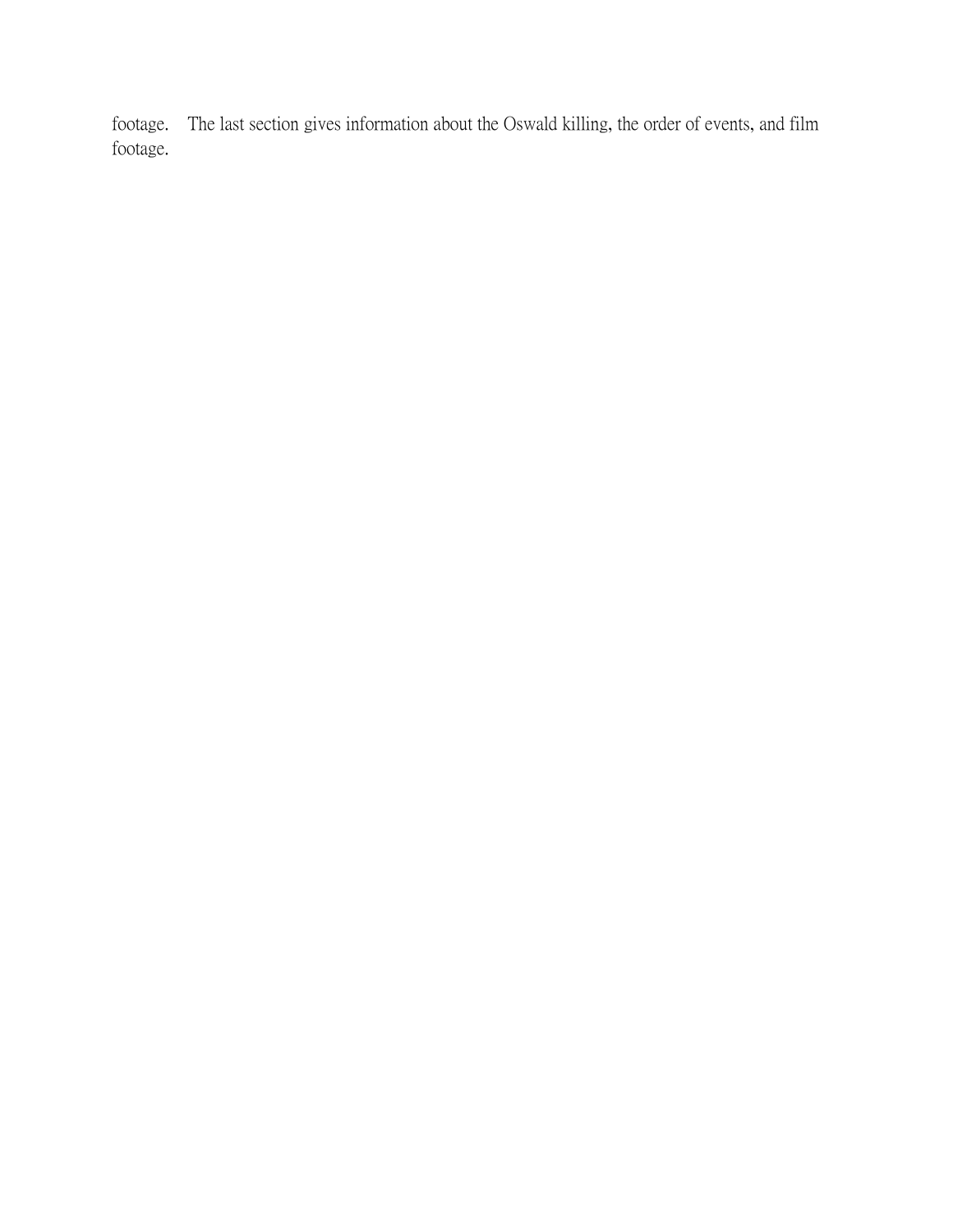footage.    The last section gives information about the Oswald killing, the order of events, and film footage.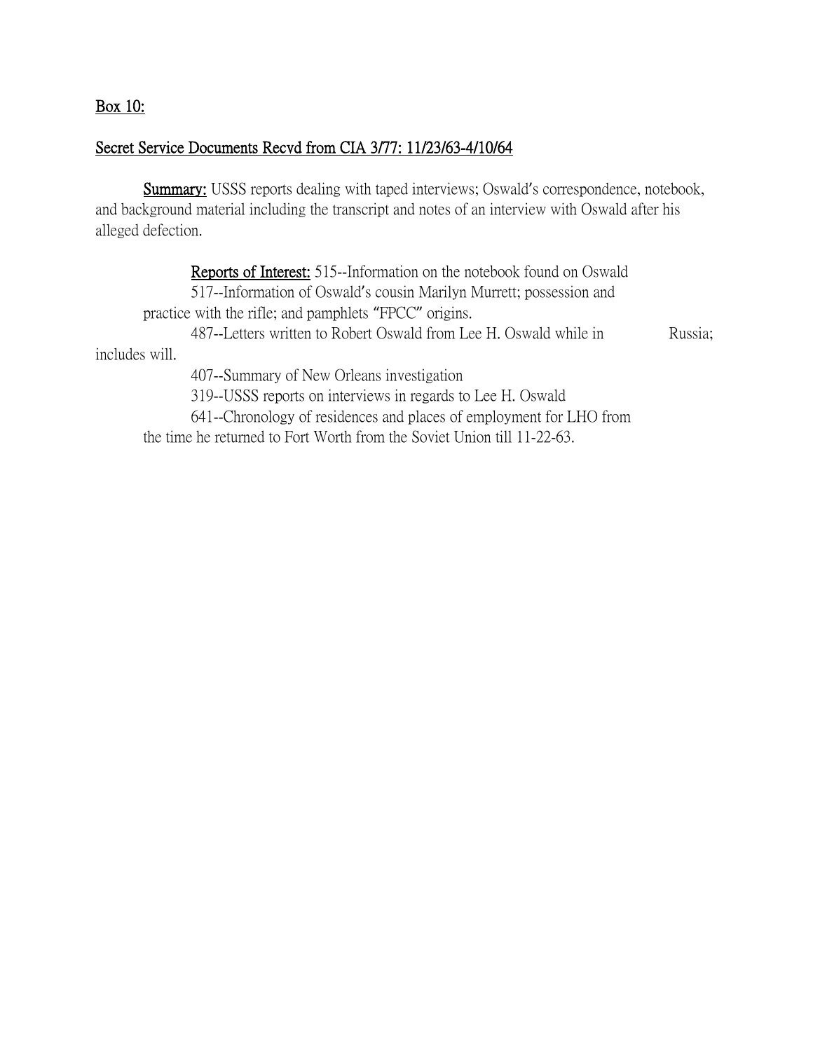<u>Box 10:</u>

<u>Secret Service Documents Recvd from CIA 3/77: 11/23/63-4/10/64</u>

<u>Summary:</u> USSS reports dealing with taped interviews; Oswald's correspondence, notebook, and background material including the transcript and notes of an interview with Oswald after his alleged defection.

<u>Reports of Interest:</u> 515--Information on the notebook found on Oswald

517--Information of Oswald's cousin Marilyn Murrett; possession and practice with the rifle; and pamphlets "FPCC" origins.

487--Letters written to Robert Oswald from Lee H. Oswald while in Russia; includes will.

407--Summary of New Orleans investigation

319--USSS reports on interviews in regards to Lee H. Oswald

641--Chronology of residences and places of employment for LHO from the time he returned to Fort Worth from the Soviet Union till 11-22-63.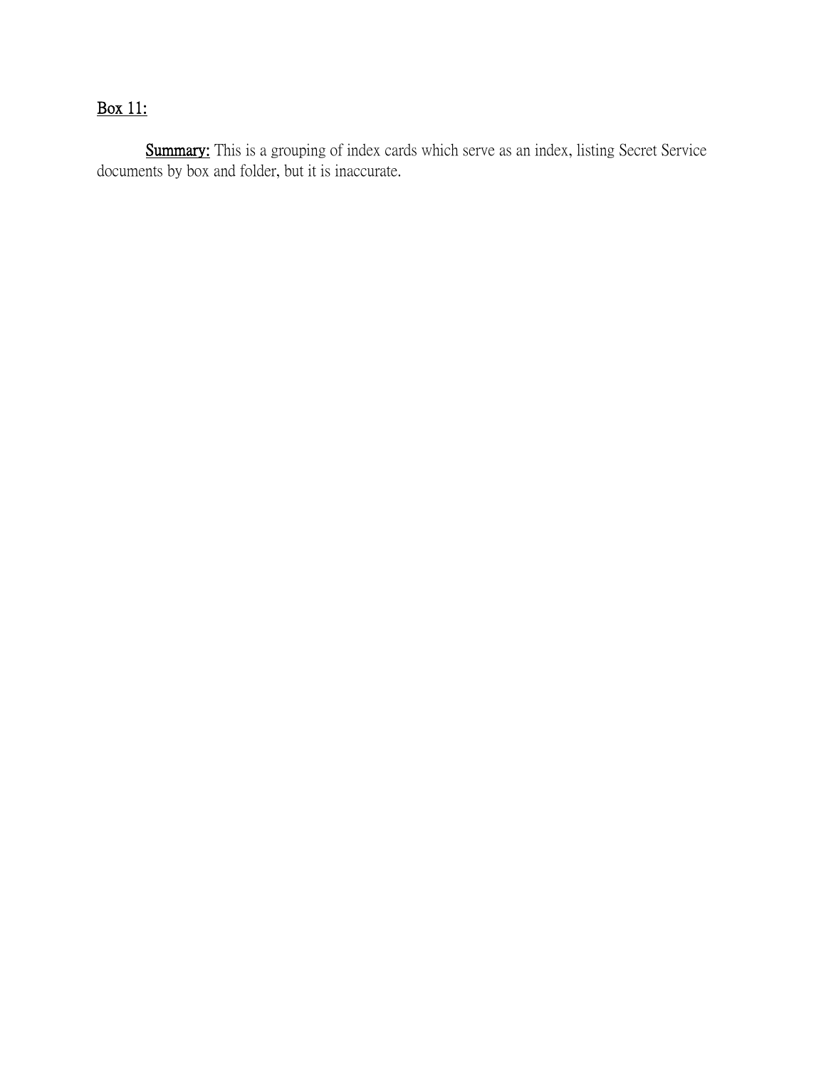Box 11:

**Summary:** This is a grouping of index cards which serve as an index, listing Secret Service documents by box and folder, but it is inaccurate.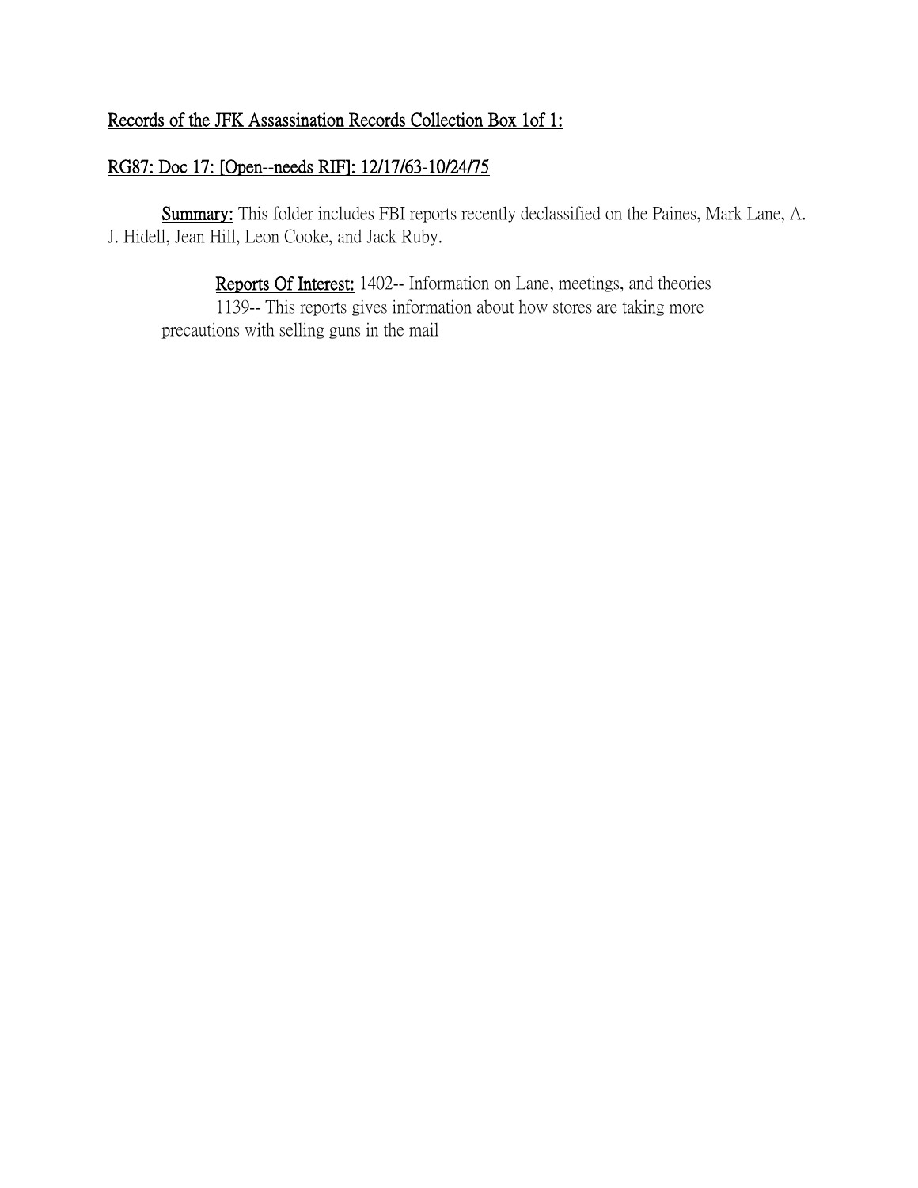Records of the JFK Assassination Records Collection Box 1of 1:

RG87: Doc 17: [Open--needs RIF]: 12/17/63-10/24/75

**Summary:** This folder includes FBI reports recently declassified on the Paines, Mark Lane, A. J. Hidell, Jean Hill, Leon Cooke, and Jack Ruby.

**Reports Of Interest:** 1402-- Information on Lane, meetings, and theories

1139-- This reports gives information about how stores are taking more precautions with selling guns in the mail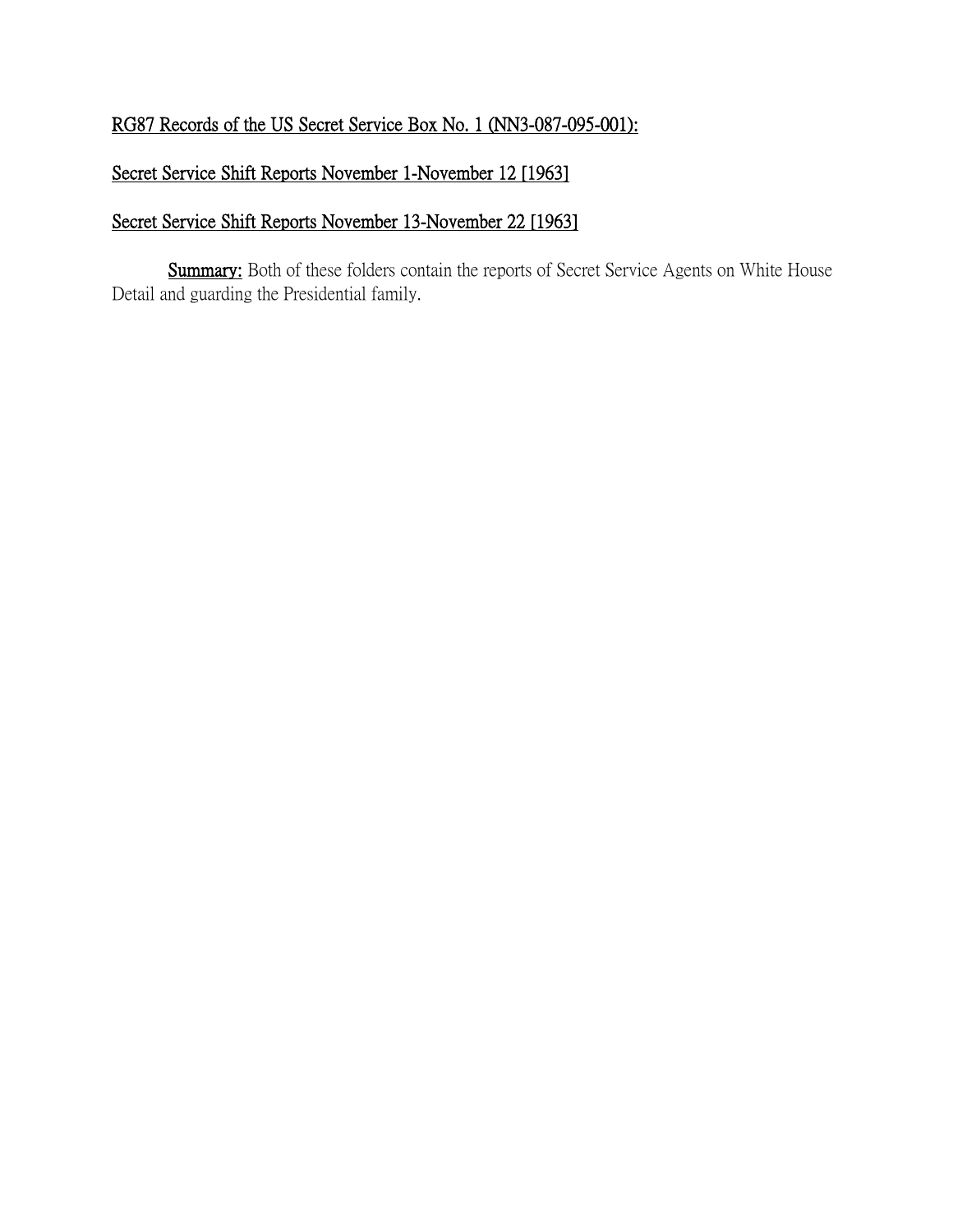<u>RG87 Records of the US Secret Service Box No. 1 (NN3-087-095-001):</u>

<u>Secret Service Shift Reports November 1-November 12 [1963]</u>

<u>Secret Service Shift Reports November 13-November 22 [1963]</u>

**<u>Summary:</u>** Both of these folders contain the reports of Secret Service Agents on White House Detail and guarding the Presidential family.